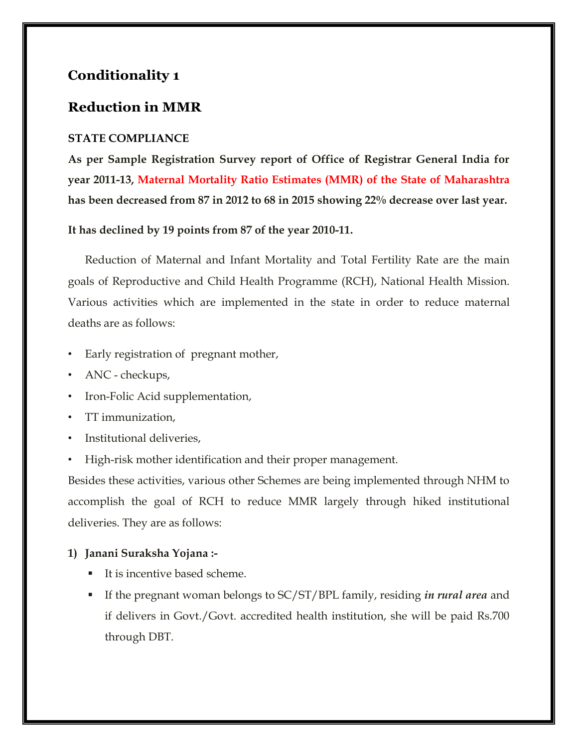## Conditionality 1

## Reduction in MMR

**STATE COMPLIANCE**

**As per Sample Registration Survey report of Office of Registrar General India for year 2011-13, Maternal Mortality Ratio Estimates (MMR) of the State of Maharashtra has been decreased from 87 in 2012 to 68 in 2015 showing 22% decrease over last year.**

**It has declined by 19 points from 87 of the year 2010-11.**

Reduction of Maternal and Infant Mortality and Total Fertility Rate are the main goals of Reproductive and Child Health Programme (RCH), National Health Mission. Various activities which are implemented in the state in order to reduce maternal deaths are as follows:

- Early registration of pregnant mother,
- ANC - checkups,
- Iron-Folic Acid supplementation,
- TT immunization,
- Institutional deliveries,
- High-risk mother identification and their proper management.

Besides these activities, various other Schemes are being implemented through NHM to accomplish the goal of RCH to reduce MMR largely through hiked institutional deliveries. They are as follows:

**1) Janani Suraksha Yojana :-**

- It is incentive based scheme.
- If the pregnant woman belongs to SC/ST/BPL family, residing ***in rural area*** and if delivers in Govt./Govt. accredited health institution, she will be paid Rs.700 through DBT.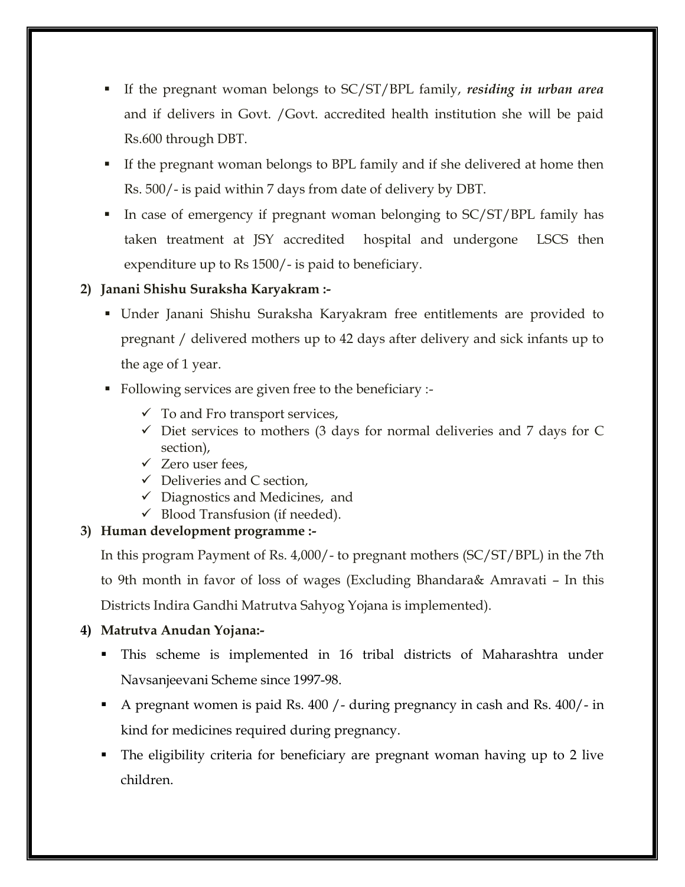- If the pregnant woman belongs to SC/ST/BPL family, ***residing in urban area*** and if delivers in Govt. /Govt. accredited health institution she will be paid Rs.600 through DBT.
- If the pregnant woman belongs to BPL family and if she delivered at home then Rs. 500/- is paid within 7 days from date of delivery by DBT.
- In case of emergency if pregnant woman belonging to SC/ST/BPL family has taken treatment at JSY accredited hospital and undergone LSCS then expenditure up to Rs 1500/- is paid to beneficiary.

**2) Janani Shishu Suraksha Karyakram :-**

- Under Janani Shishu Suraksha Karyakram free entitlements are provided to pregnant / delivered mothers up to 42 days after delivery and sick infants up to the age of 1 year.
- Following services are given free to the beneficiary :-
  - ✓ To and Fro transport services,
  - ✓ Diet services to mothers (3 days for normal deliveries and 7 days for C section),
  - ✓ Zero user fees,
  - ✓ Deliveries and C section,
  - ✓ Diagnostics and Medicines, and
  - ✓ Blood Transfusion (if needed).

**3) Human development programme :-**

In this program Payment of Rs. 4,000/- to pregnant mothers (SC/ST/BPL) in the 7th to 9th month in favor of loss of wages (Excluding Bhandara& Amravati – In this Districts Indira Gandhi Matrutva Sahyog Yojana is implemented).

**4) Matrutva Anudan Yojana:-**

- This scheme is implemented in 16 tribal districts of Maharashtra under Navsanjeevani Scheme since 1997-98.
- A pregnant women is paid Rs. 400 /- during pregnancy in cash and Rs. 400/- in kind for medicines required during pregnancy.
- The eligibility criteria for beneficiary are pregnant woman having up to 2 live children.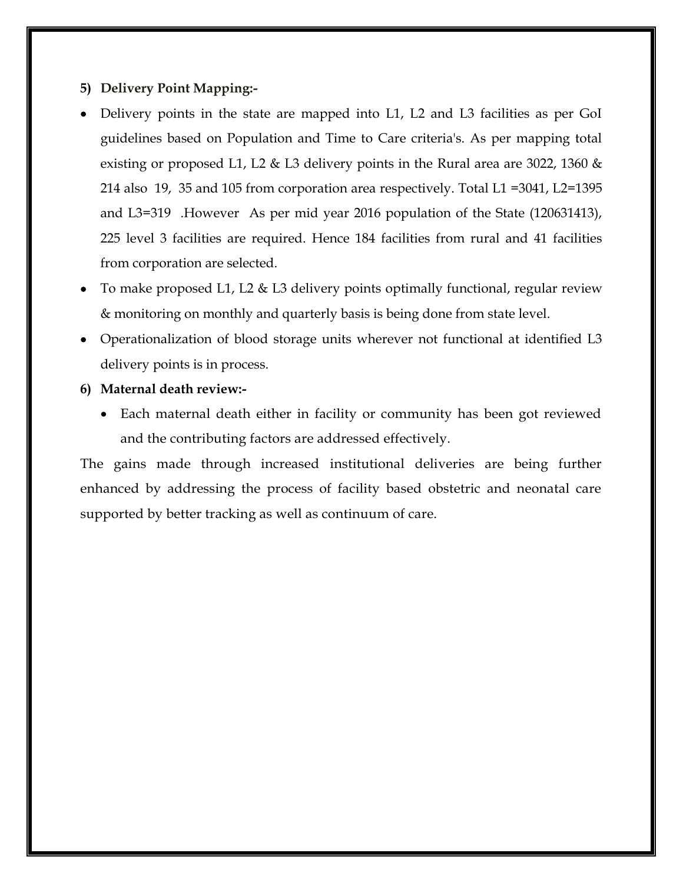**5) Delivery Point Mapping:-**

- Delivery points in the state are mapped into L1, L2 and L3 facilities as per GoI guidelines based on Population and Time to Care criteria's. As per mapping total existing or proposed L1, L2 & L3 delivery points in the Rural area are 3022, 1360 & 214 also 19, 35 and 105 from corporation area respectively. Total L1 =3041, L2=1395 and L3=319 .However As per mid year 2016 population of the State (120631413), 225 level 3 facilities are required. Hence 184 facilities from rural and 41 facilities from corporation are selected.
- To make proposed L1, L2 & L3 delivery points optimally functional, regular review & monitoring on monthly and quarterly basis is being done from state level.
- Operationalization of blood storage units wherever not functional at identified L3 delivery points is in process.

**6) Maternal death review:-**

- Each maternal death either in facility or community has been got reviewed and the contributing factors are addressed effectively.

The gains made through increased institutional deliveries are being further enhanced by addressing the process of facility based obstetric and neonatal care supported by better tracking as well as continuum of care.